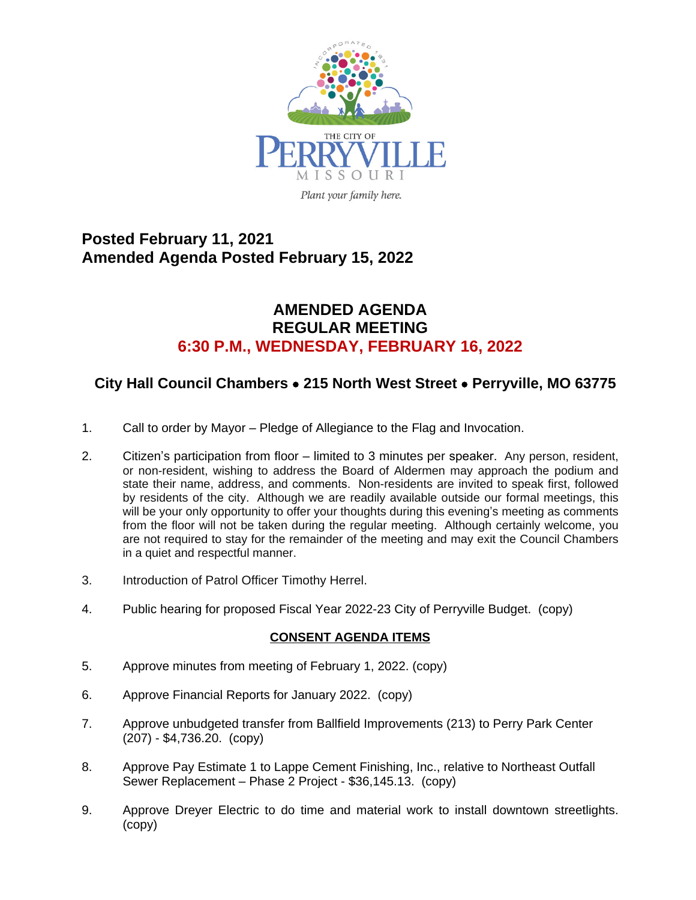THE CITY OF PERRYVILLE MISSOURI

*Plant your family here.*

**Posted February 11, 2021**
**Amended Agenda Posted February 15, 2022**

# AMENDED AGENDA
# REGULAR MEETING
## 6:30 P.M., WEDNESDAY, FEBRUARY 16, 2022

### City Hall Council Chambers • 215 North West Street • Perryville, MO 63775

1. Call to order by Mayor – Pledge of Allegiance to the Flag and Invocation.

2. Citizen's participation from floor – limited to 3 minutes per speaker. Any person, resident, or non-resident, wishing to address the Board of Aldermen may approach the podium and state their name, address, and comments. Non-residents are invited to speak first, followed by residents of the city. Although we are readily available outside our formal meetings, this will be your only opportunity to offer your thoughts during this evening's meeting as comments from the floor will not be taken during the regular meeting. Although certainly welcome, you are not required to stay for the remainder of the meeting and may exit the Council Chambers in a quiet and respectful manner.

3. Introduction of Patrol Officer Timothy Herrel.

4. Public hearing for proposed Fiscal Year 2022-23 City of Perryville Budget. (copy)

**CONSENT AGENDA ITEMS**

5. Approve minutes from meeting of February 1, 2022. (copy)

6. Approve Financial Reports for January 2022. (copy)

7. Approve unbudgeted transfer from Ballfield Improvements (213) to Perry Park Center (207) - $4,736.20. (copy)

8. Approve Pay Estimate 1 to Lappe Cement Finishing, Inc., relative to Northeast Outfall Sewer Replacement – Phase 2 Project - $36,145.13. (copy)

9. Approve Dreyer Electric to do time and material work to install downtown streetlights. (copy)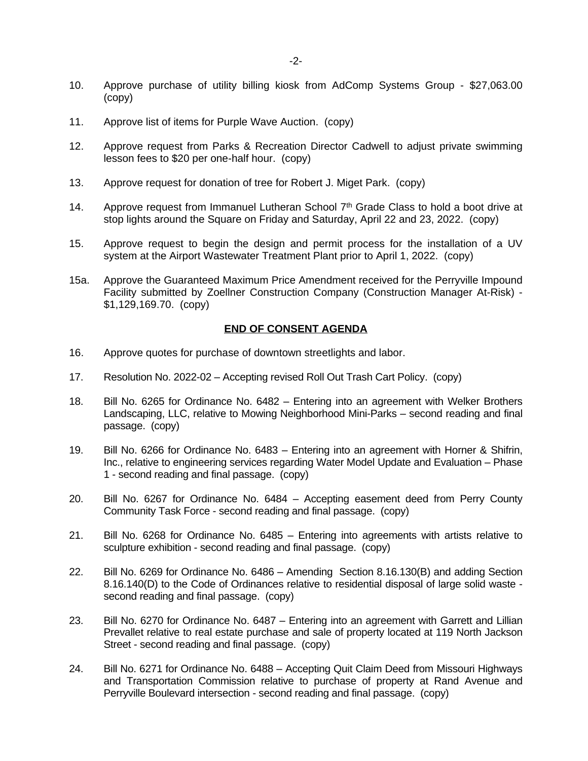10. Approve purchase of utility billing kiosk from AdComp Systems Group - $27,063.00 (copy)

11. Approve list of items for Purple Wave Auction. (copy)

12. Approve request from Parks & Recreation Director Cadwell to adjust private swimming lesson fees to $20 per one-half hour. (copy)

13. Approve request for donation of tree for Robert J. Miget Park. (copy)

14. Approve request from Immanuel Lutheran School 7th Grade Class to hold a boot drive at stop lights around the Square on Friday and Saturday, April 22 and 23, 2022. (copy)

15. Approve request to begin the design and permit process for the installation of a UV system at the Airport Wastewater Treatment Plant prior to April 1, 2022. (copy)

15a. Approve the Guaranteed Maximum Price Amendment received for the Perryville Impound Facility submitted by Zoellner Construction Company (Construction Manager At-Risk) - $1,129,169.70. (copy)

**END OF CONSENT AGENDA**

16. Approve quotes for purchase of downtown streetlights and labor.

17. Resolution No. 2022-02 – Accepting revised Roll Out Trash Cart Policy. (copy)

18. Bill No. 6265 for Ordinance No. 6482 – Entering into an agreement with Welker Brothers Landscaping, LLC, relative to Mowing Neighborhood Mini-Parks – second reading and final passage. (copy)

19. Bill No. 6266 for Ordinance No. 6483 – Entering into an agreement with Horner & Shifrin, Inc., relative to engineering services regarding Water Model Update and Evaluation – Phase 1 - second reading and final passage. (copy)

20. Bill No. 6267 for Ordinance No. 6484 – Accepting easement deed from Perry County Community Task Force - second reading and final passage. (copy)

21. Bill No. 6268 for Ordinance No. 6485 – Entering into agreements with artists relative to sculpture exhibition - second reading and final passage. (copy)

22. Bill No. 6269 for Ordinance No. 6486 – Amending Section 8.16.130(B) and adding Section 8.16.140(D) to the Code of Ordinances relative to residential disposal of large solid waste - second reading and final passage. (copy)

23. Bill No. 6270 for Ordinance No. 6487 – Entering into an agreement with Garrett and Lillian Prevallet relative to real estate purchase and sale of property located at 119 North Jackson Street - second reading and final passage. (copy)

24. Bill No. 6271 for Ordinance No. 6488 – Accepting Quit Claim Deed from Missouri Highways and Transportation Commission relative to purchase of property at Rand Avenue and Perryville Boulevard intersection - second reading and final passage. (copy)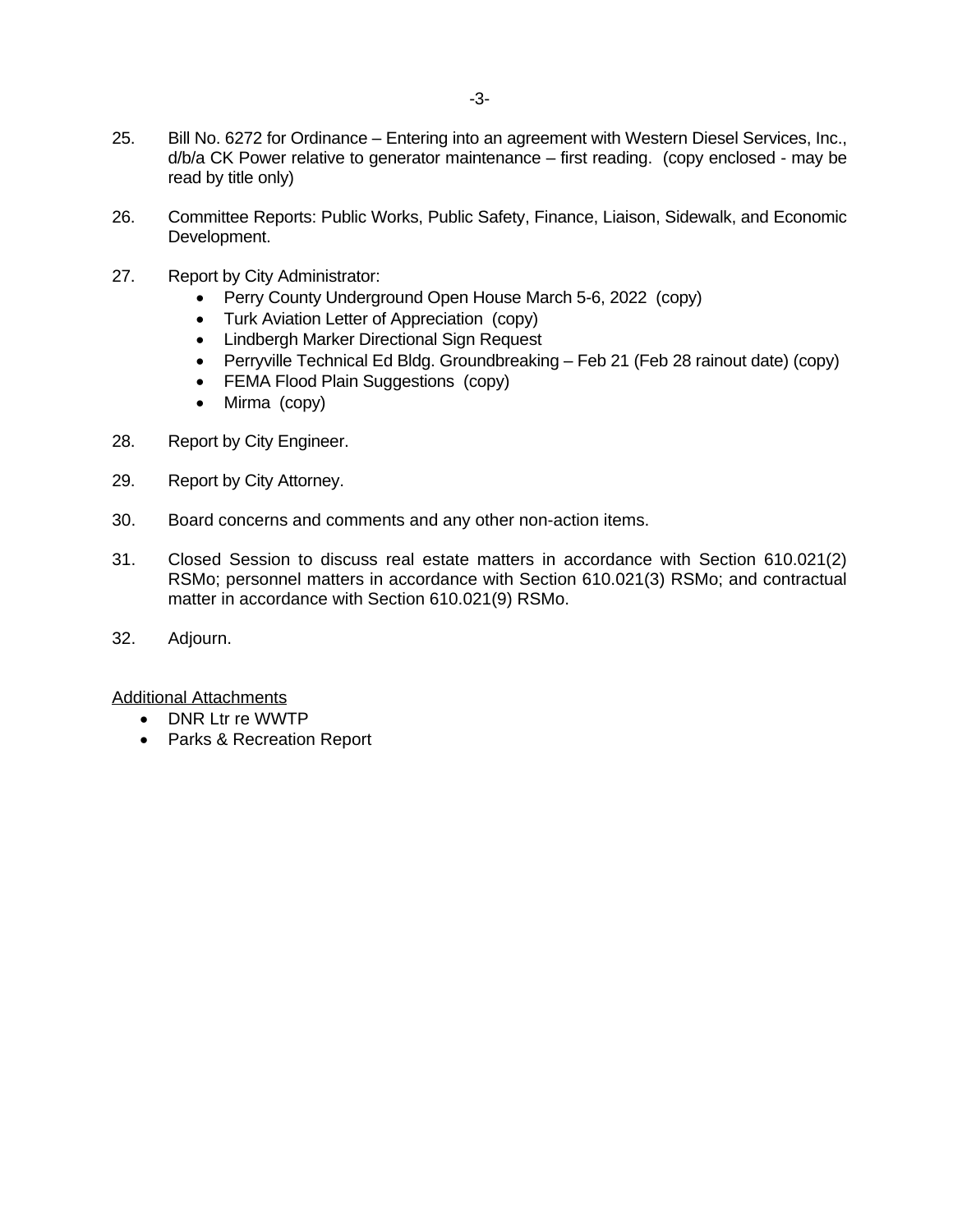25. Bill No. 6272 for Ordinance – Entering into an agreement with Western Diesel Services, Inc., d/b/a CK Power relative to generator maintenance – first reading. (copy enclosed - may be read by title only)

26. Committee Reports: Public Works, Public Safety, Finance, Liaison, Sidewalk, and Economic Development.

27. Report by City Administrator:
    - Perry County Underground Open House March 5-6, 2022 (copy)
    - Turk Aviation Letter of Appreciation (copy)
    - Lindbergh Marker Directional Sign Request
    - Perryville Technical Ed Bldg. Groundbreaking – Feb 21 (Feb 28 rainout date) (copy)
    - FEMA Flood Plain Suggestions (copy)
    - Mirma (copy)

28. Report by City Engineer.

29. Report by City Attorney.

30. Board concerns and comments and any other non-action items.

31. Closed Session to discuss real estate matters in accordance with Section 610.021(2) RSMo; personnel matters in accordance with Section 610.021(3) RSMo; and contractual matter in accordance with Section 610.021(9) RSMo.

32. Adjourn.

<u>Additional Attachments</u>

- DNR Ltr re WWTP
- Parks & Recreation Report